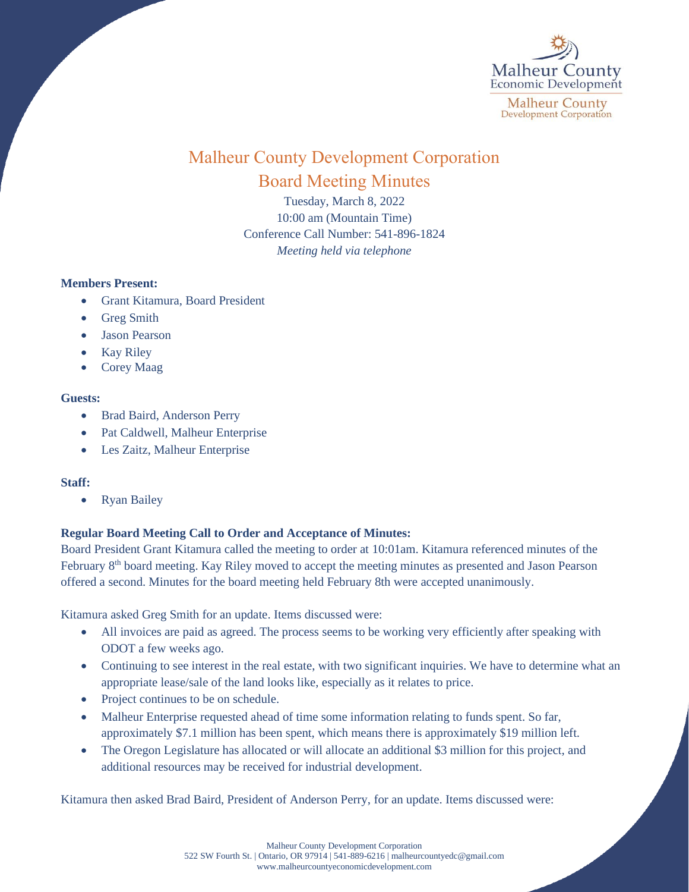# Malheur County Development Corporation

## Board Meeting Minutes

Tuesday, March 8, 2022
10:00 am (Mountain Time)
Conference Call Number: 541-896-1824
*Meeting held via telephone*

**Members Present:**

- Grant Kitamura, Board President
- Greg Smith
- Jason Pearson
- Kay Riley
- Corey Maag

**Guests:**

- Brad Baird, Anderson Perry
- Pat Caldwell, Malheur Enterprise
- Les Zaitz, Malheur Enterprise

**Staff:**

- Ryan Bailey

**Regular Board Meeting Call to Order and Acceptance of Minutes:**

Board President Grant Kitamura called the meeting to order at 10:01am. Kitamura referenced minutes of the February 8th board meeting. Kay Riley moved to accept the meeting minutes as presented and Jason Pearson offered a second. Minutes for the board meeting held February 8th were accepted unanimously.

Kitamura asked Greg Smith for an update. Items discussed were:

- All invoices are paid as agreed. The process seems to be working very efficiently after speaking with ODOT a few weeks ago.
- Continuing to see interest in the real estate, with two significant inquiries. We have to determine what an appropriate lease/sale of the land looks like, especially as it relates to price.
- Project continues to be on schedule.
- Malheur Enterprise requested ahead of time some information relating to funds spent. So far, approximately $7.1 million has been spent, which means there is approximately $19 million left.
- The Oregon Legislature has allocated or will allocate an additional $3 million for this project, and additional resources may be received for industrial development.

Kitamura then asked Brad Baird, President of Anderson Perry, for an update. Items discussed were: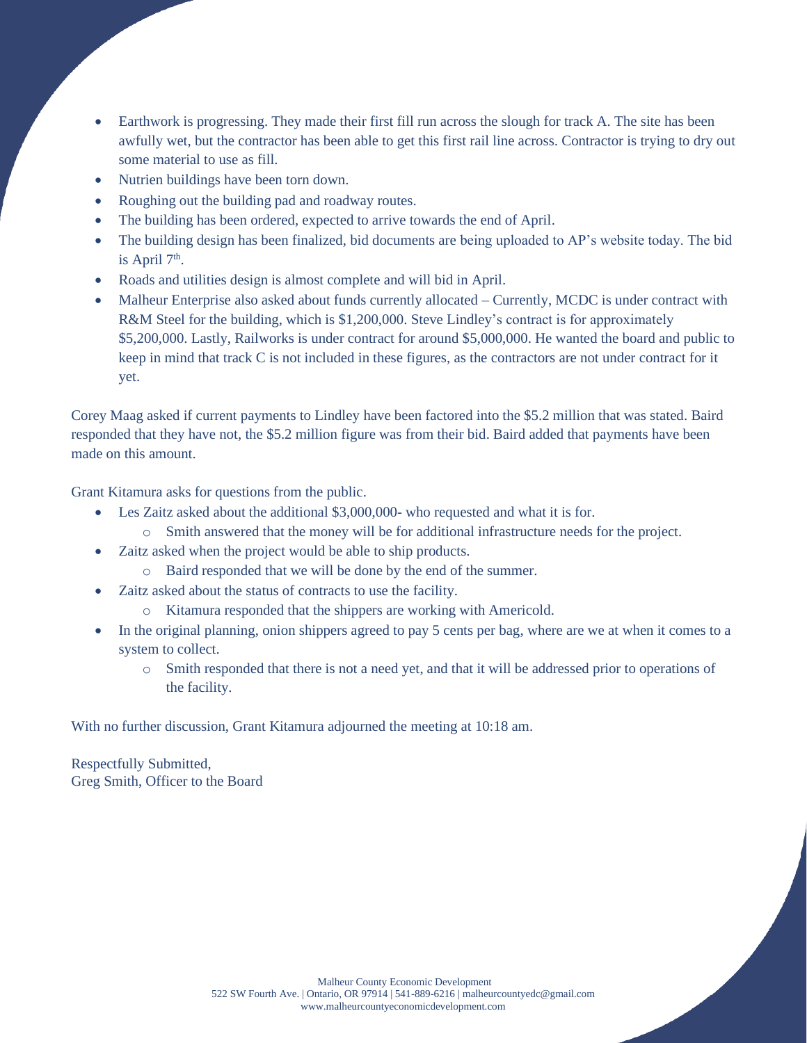- Earthwork is progressing. They made their first fill run across the slough for track A. The site has been awfully wet, but the contractor has been able to get this first rail line across. Contractor is trying to dry out some material to use as fill.
- Nutrien buildings have been torn down.
- Roughing out the building pad and roadway routes.
- The building has been ordered, expected to arrive towards the end of April.
- The building design has been finalized, bid documents are being uploaded to AP's website today. The bid is April 7th.
- Roads and utilities design is almost complete and will bid in April.
- Malheur Enterprise also asked about funds currently allocated – Currently, MCDC is under contract with R&M Steel for the building, which is $1,200,000. Steve Lindley's contract is for approximately $5,200,000. Lastly, Railworks is under contract for around $5,000,000. He wanted the board and public to keep in mind that track C is not included in these figures, as the contractors are not under contract for it yet.

Corey Maag asked if current payments to Lindley have been factored into the $5.2 million that was stated. Baird responded that they have not, the $5.2 million figure was from their bid. Baird added that payments have been made on this amount.

Grant Kitamura asks for questions from the public.

- Les Zaitz asked about the additional $3,000,000- who requested and what it is for.
  - Smith answered that the money will be for additional infrastructure needs for the project.
- Zaitz asked when the project would be able to ship products.
  - Baird responded that we will be done by the end of the summer.
- Zaitz asked about the status of contracts to use the facility.
  - Kitamura responded that the shippers are working with Americold.
- In the original planning, onion shippers agreed to pay 5 cents per bag, where are we at when it comes to a system to collect.
  - Smith responded that there is not a need yet, and that it will be addressed prior to operations of the facility.

With no further discussion, Grant Kitamura adjourned the meeting at 10:18 am.

Respectfully Submitted,
Greg Smith, Officer to the Board